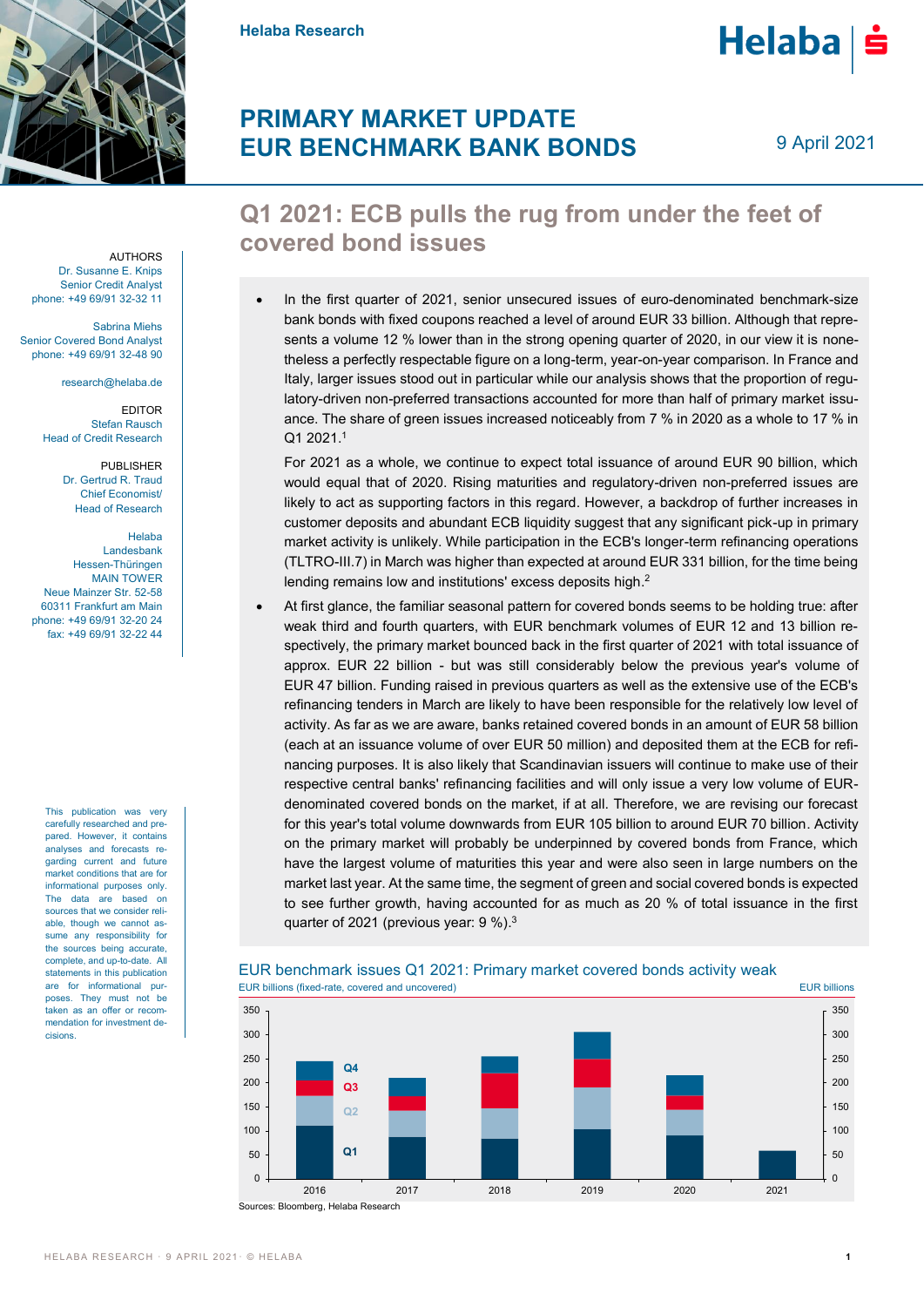Helaba Research

# PRIMARY MARKET UPDATE EUR BENCHMARK BANK BONDS

9 April 2021

## Q1 2021: ECB pulls the rug from under the feet of covered bond issues

AUTHORS
Dr. Susanne E. Knips
Senior Credit Analyst
phone: +49 69/91 32-32 11

Sabrina Miehs
Senior Covered Bond Analyst
phone: +49 69/91 32-48 90

research@helaba.de

EDITOR
Stefan Rausch
Head of Credit Research

PUBLISHER
Dr. Gertrud R. Traud
Chief Economist/
Head of Research

Helaba
Landesbank
Hessen-Thüringen
MAIN TOWER
Neue Mainzer Str. 52-58
60311 Frankfurt am Main
phone: +49 69/91 32-20 24
fax: +49 69/91 32-22 44

This publication was very carefully researched and prepared. However, it contains analyses and forecasts regarding current and future market conditions that are for informational purposes only. The data are based on sources that we consider reliable, though we cannot assume any responsibility for the sources being accurate, complete, and up-to-date. All statements in this publication are for informational purposes. They must not be taken as an offer or recommendation for investment decisions.

- In the first quarter of 2021, senior unsecured issues of euro-denominated benchmark-size bank bonds with fixed coupons reached a level of around EUR 33 billion. Although that represents a volume 12 % lower than in the strong opening quarter of 2020, in our view it is nonetheless a perfectly respectable figure on a long-term, year-on-year comparison. In France and Italy, larger issues stood out in particular while our analysis shows that the proportion of regulatory-driven non-preferred transactions accounted for more than half of primary market issuance. The share of green issues increased noticeably from 7 % in 2020 as a whole to 17 % in Q1 2021.[1]

  For 2021 as a whole, we continue to expect total issuance of around EUR 90 billion, which would equal that of 2020. Rising maturities and regulatory-driven non-preferred issues are likely to act as supporting factors in this regard. However, a backdrop of further increases in customer deposits and abundant ECB liquidity suggest that any significant pick-up in primary market activity is unlikely. While participation in the ECB's longer-term refinancing operations (TLTRO-III.7) in March was higher than expected at around EUR 331 billion, for the time being lending remains low and institutions' excess deposits high.[2]

- At first glance, the familiar seasonal pattern for covered bonds seems to be holding true: after weak third and fourth quarters, with EUR benchmark volumes of EUR 12 and 13 billion respectively, the primary market bounced back in the first quarter of 2021 with total issuance of approx. EUR 22 billion - but was still considerably below the previous year's volume of EUR 47 billion. Funding raised in previous quarters as well as the extensive use of the ECB's refinancing tenders in March are likely to have been responsible for the relatively low level of activity. As far as we are aware, banks retained covered bonds in an amount of EUR 58 billion (each at an issuance volume of over EUR 50 million) and deposited them at the ECB for refinancing purposes. It is also likely that Scandinavian issuers will continue to make use of their respective central banks' refinancing facilities and will only issue a very low volume of EUR-denominated covered bonds on the market, if at all. Therefore, we are revising our forecast for this year's total volume downwards from EUR 105 billion to around EUR 70 billion. Activity on the primary market will probably be underpinned by covered bonds from France, which have the largest volume of maturities this year and were also seen in large numbers on the market last year. At the same time, the segment of green and social covered bonds is expected to see further growth, having accounted for as much as 20 % of total issuance in the first quarter of 2021 (previous year: 9 %).[3]

**EUR benchmark issues Q1 2021: Primary market covered bonds activity weak**

EUR billions (fixed-rate, covered and uncovered)

Sources: Bloomberg, Helaba Research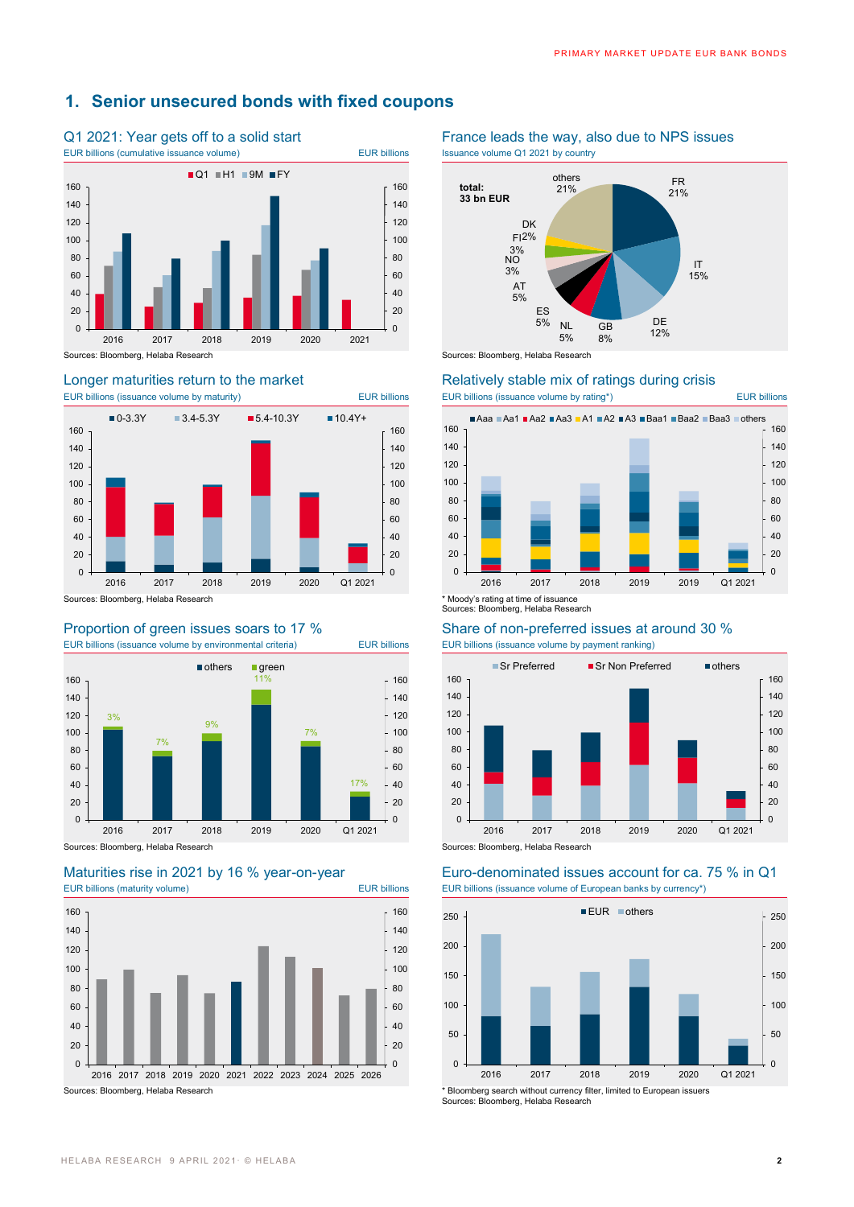## 1. Senior unsecured bonds with fixed coupons

### Q1 2021: Year gets off to a solid start

EUR billions (cumulative issuance volume) — EUR billions

Q1 | H1 | 9M | FY

Sources: Bloomberg, Helaba Research

### France leads the way, also due to NPS issues

Issuance volume Q1 2021 by country

total: 33 bn EUR

FR 21%, IT 15%, DE 12%, GB 8%, NL 5%, ES 5%, AT 5%, NO 3%, FI 3%, DK 2%, others 21%

Sources: Bloomberg, Helaba Research

### Longer maturities return to the market

EUR billions (issuance volume by maturity) — EUR billions

0-3.3Y | 3.4-5.3Y | 5.4-10.3Y | 10.4Y+

Sources: Bloomberg, Helaba Research

### Relatively stable mix of ratings during crisis

EUR billions (issuance volume by rating*) — EUR billions

Aaa | Aa1 | Aa2 | Aa3 | A1 | A2 | A3 | Baa1 | Baa2 | Baa3 | others

\* Moody's rating at time of issuance
Sources: Bloomberg, Helaba Research

### Proportion of green issues soars to 17 %

EUR billions (issuance volume by environmental criteria) — EUR billions

others | green

2016: 3% | 2017: 7% | 2018: 9% | 2019: 11% | 2020: 7% | Q1 2021: 17%

Sources: Bloomberg, Helaba Research

### Share of non-preferred issues at around 30 %

EUR billions (issuance volume by payment ranking)

Sr Preferred | Sr Non Preferred | others

Sources: Bloomberg, Helaba Research

### Maturities rise in 2021 by 16 % year-on-year

EUR billions (maturity volume) — EUR billions

Sources: Bloomberg, Helaba Research

### Euro-denominated issues account for ca. 75 % in Q1

EUR billions (issuance volume of European banks by currency*)

EUR | others

\* Bloomberg search without currency filter, limited to European issuers
Sources: Bloomberg, Helaba Research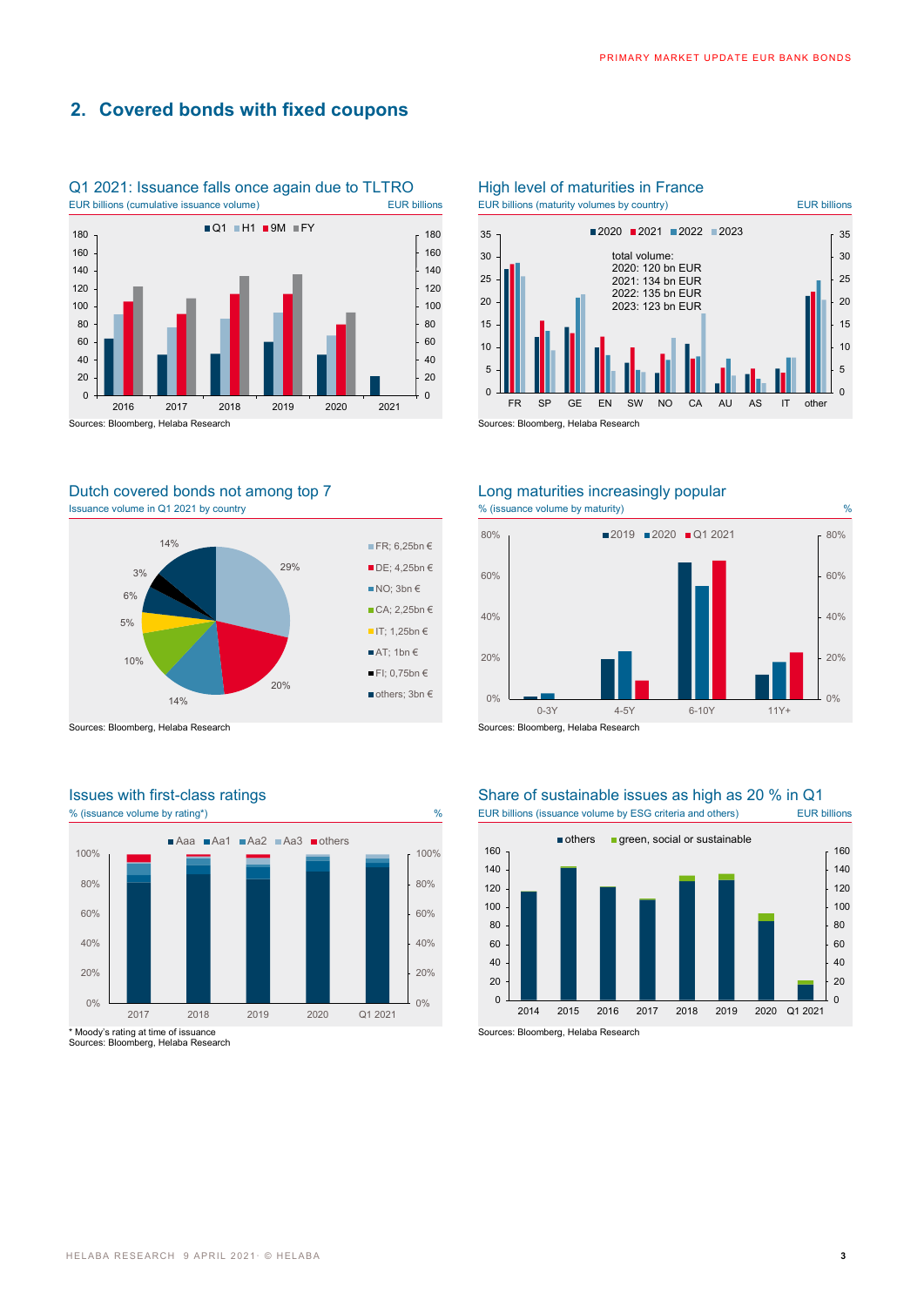## 2. Covered bonds with fixed coupons

### Q1 2021: Issuance falls once again due to TLTRO

EUR billions (cumulative issuance volume) EUR billions

Q1 H1 9M FY

Sources: Bloomberg, Helaba Research

### High level of maturities in France

EUR billions (maturity volumes by country) EUR billions

2020 2021 2022 2023

total volume:
2020: 120 bn EUR
2021: 134 bn EUR
2022: 135 bn EUR
2023: 123 bn EUR

Sources: Bloomberg, Helaba Research

### Dutch covered bonds not among top 7

Issuance volume in Q1 2021 by country

- FR; 6,25bn €
- DE; 4,25bn €
- NO; 3bn €
- CA; 2,25bn €
- IT; 1,25bn €
- AT; 1bn €
- FI; 0,75bn €
- others; 3bn €

Sources: Bloomberg, Helaba Research

### Long maturities increasingly popular

% (issuance volume by maturity) %

2019 2020 Q1 2021

Sources: Bloomberg, Helaba Research

### Issues with first-class ratings

% (issuance volume by rating*) %

Aaa Aa1 Aa2 Aa3 others

\* Moody's rating at time of issuance
Sources: Bloomberg, Helaba Research

### Share of sustainable issues as high as 20 % in Q1

EUR billions (issuance volume by ESG criteria and others) EUR billions

others green, social or sustainable

Sources: Bloomberg, Helaba Research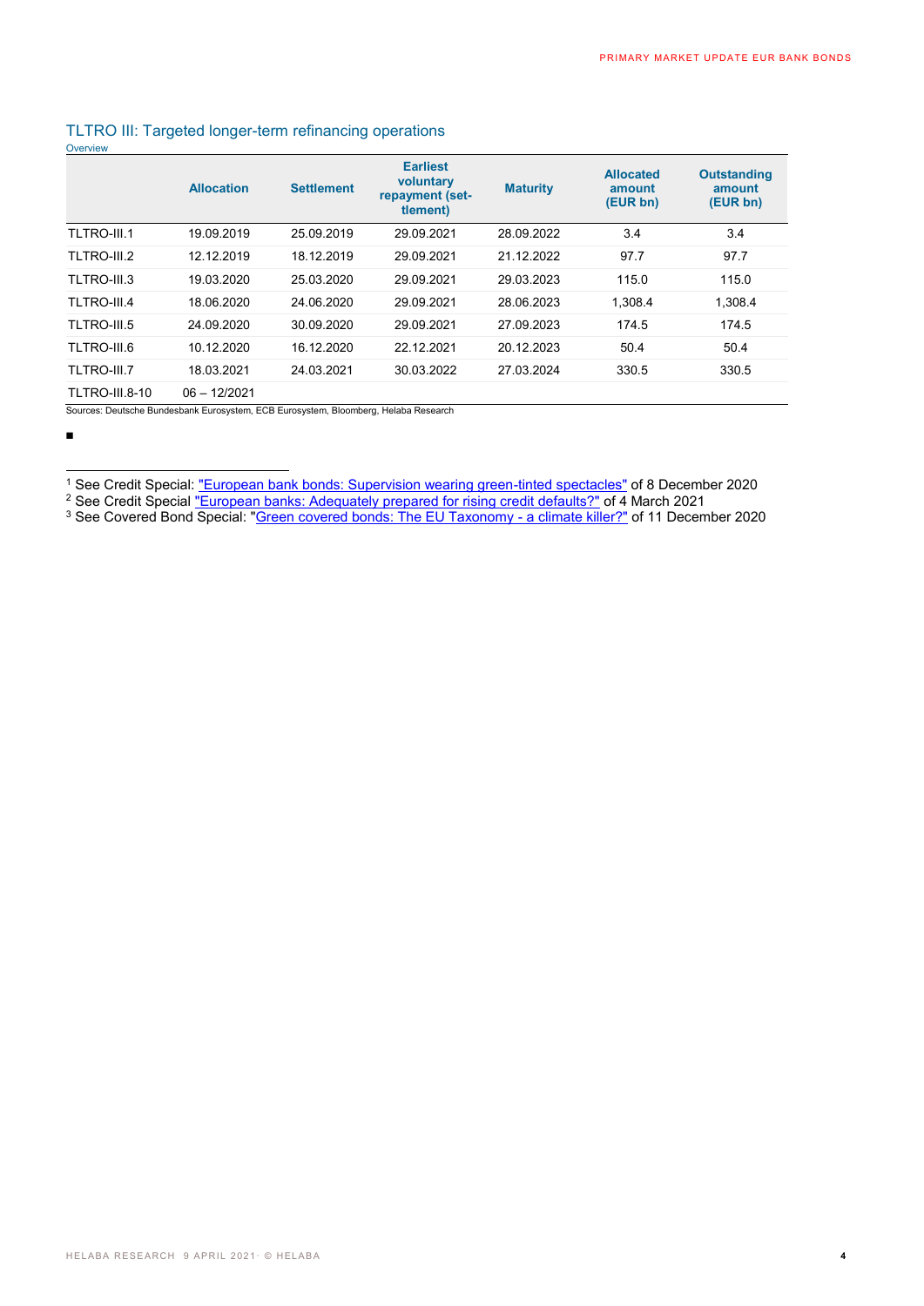## TLTRO III: Targeted longer-term refinancing operations

Overview

| | Allocation | Settlement | Earliest voluntary repayment (settlement) | Maturity | Allocated amount (EUR bn) | Outstanding amount (EUR bn) |
|---|---|---|---|---|---|---|
| TLTRO-III.1 | 19.09.2019 | 25.09.2019 | 29.09.2021 | 28.09.2022 | 3.4 | 3.4 |
| TLTRO-III.2 | 12.12.2019 | 18.12.2019 | 29.09.2021 | 21.12.2022 | 97.7 | 97.7 |
| TLTRO-III.3 | 19.03.2020 | 25.03.2020 | 29.09.2021 | 29.03.2023 | 115.0 | 115.0 |
| TLTRO-III.4 | 18.06.2020 | 24.06.2020 | 29.09.2021 | 28.06.2023 | 1,308.4 | 1,308.4 |
| TLTRO-III.5 | 24.09.2020 | 30.09.2020 | 29.09.2021 | 27.09.2023 | 174.5 | 174.5 |
| TLTRO-III.6 | 10.12.2020 | 16.12.2020 | 22.12.2021 | 20.12.2023 | 50.4 | 50.4 |
| TLTRO-III.7 | 18.03.2021 | 24.03.2021 | 30.03.2022 | 27.03.2024 | 330.5 | 330.5 |
| TLTRO-III.8-10 | 06 – 12/2021 | | | | | |

Sources: Deutsche Bundesbank Eurosystem, ECB Eurosystem, Bloomberg, Helaba Research

■

[1] See Credit Special: "European bank bonds: Supervision wearing green-tinted spectacles" of 8 December 2020

[2] See Credit Special "European banks: Adequately prepared for rising credit defaults?" of 4 March 2021

[3] See Covered Bond Special: "Green covered bonds: The EU Taxonomy - a climate killer?" of 11 December 2020